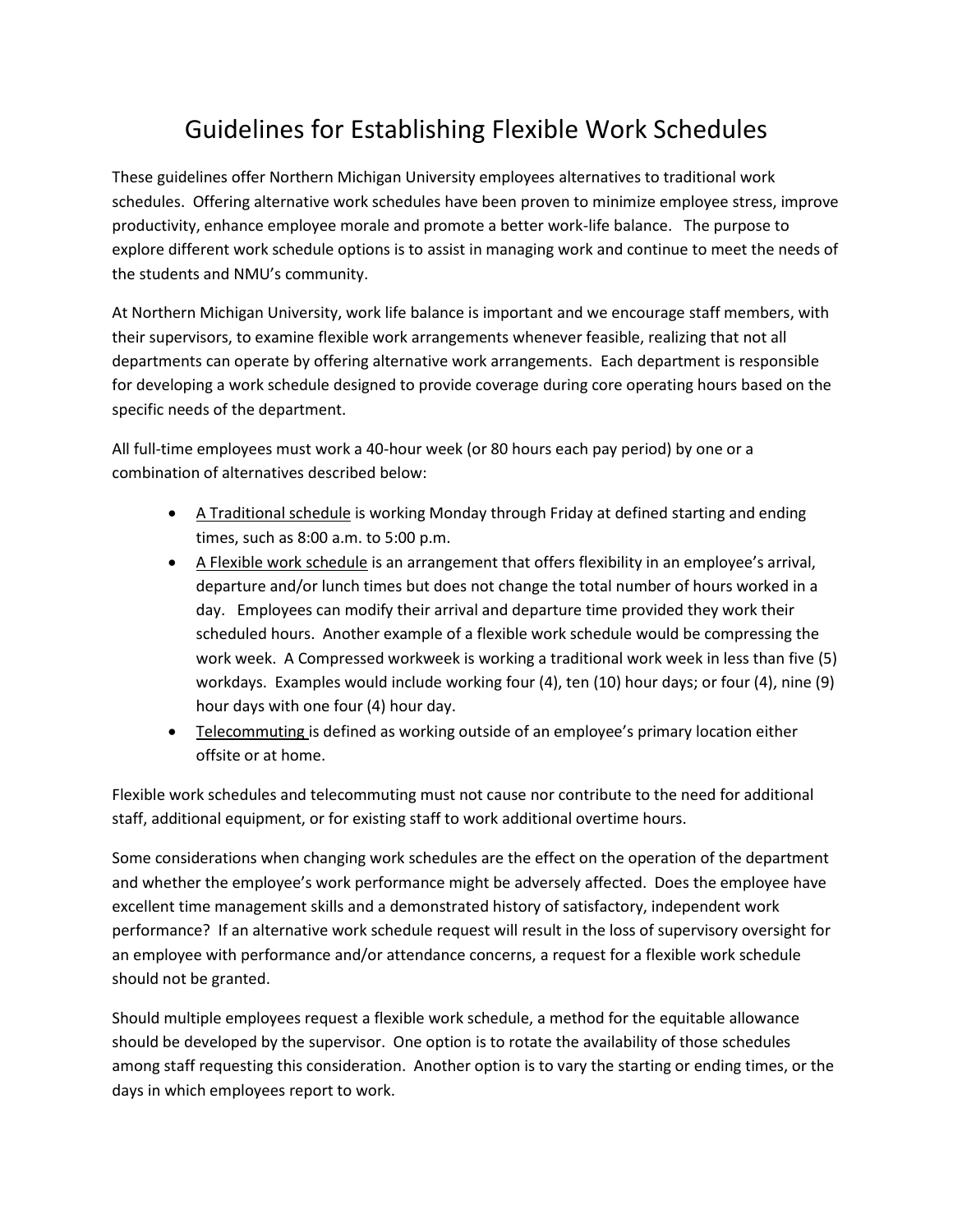# Guidelines for Establishing Flexible Work Schedules

These guidelines offer Northern Michigan University employees alternatives to traditional work schedules. Offering alternative work schedules have been proven to minimize employee stress, improve productivity, enhance employee morale and promote a better work-life balance. The purpose to explore different work schedule options is to assist in managing work and continue to meet the needs of the students and NMU's community.

At Northern Michigan University, work life balance is important and we encourage staff members, with their supervisors, to examine flexible work arrangements whenever feasible, realizing that not all departments can operate by offering alternative work arrangements. Each department is responsible for developing a work schedule designed to provide coverage during core operating hours based on the specific needs of the department.

All full-time employees must work a 40-hour week (or 80 hours each pay period) by one or a combination of alternatives described below:

- <u>A Traditional schedule</u> is working Monday through Friday at defined starting and ending times, such as 8:00 a.m. to 5:00 p.m.
- <u>A Flexible work schedule</u> is an arrangement that offers flexibility in an employee's arrival, departure and/or lunch times but does not change the total number of hours worked in a day. Employees can modify their arrival and departure time provided they work their scheduled hours. Another example of a flexible work schedule would be compressing the work week. A Compressed workweek is working a traditional work week in less than five (5) workdays. Examples would include working four (4), ten (10) hour days; or four (4), nine (9) hour days with one four (4) hour day.
- <u>Telecommuting</u> is defined as working outside of an employee's primary location either offsite or at home.

Flexible work schedules and telecommuting must not cause nor contribute to the need for additional staff, additional equipment, or for existing staff to work additional overtime hours.

Some considerations when changing work schedules are the effect on the operation of the department and whether the employee's work performance might be adversely affected. Does the employee have excellent time management skills and a demonstrated history of satisfactory, independent work performance? If an alternative work schedule request will result in the loss of supervisory oversight for an employee with performance and/or attendance concerns, a request for a flexible work schedule should not be granted.

Should multiple employees request a flexible work schedule, a method for the equitable allowance should be developed by the supervisor. One option is to rotate the availability of those schedules among staff requesting this consideration. Another option is to vary the starting or ending times, or the days in which employees report to work.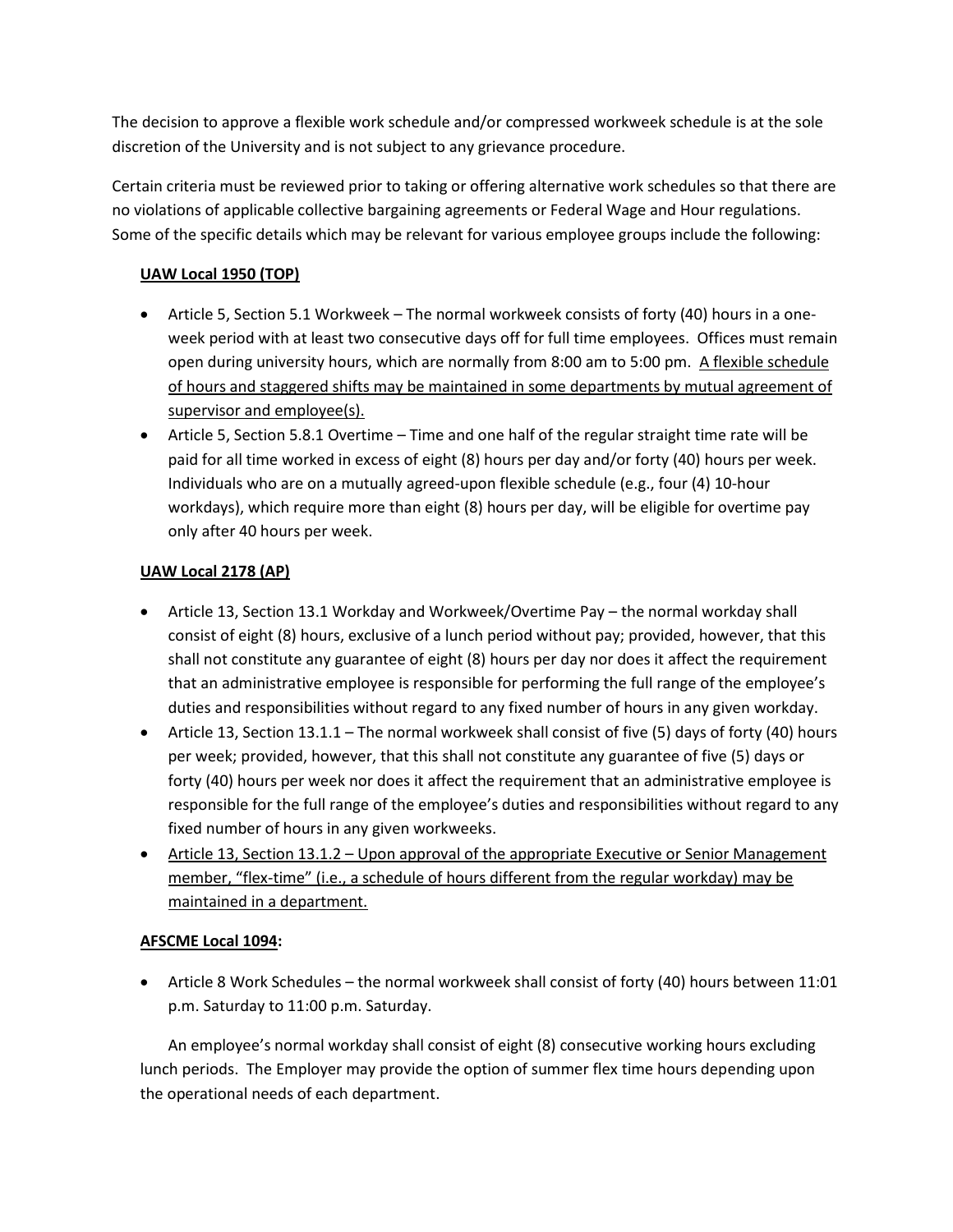The decision to approve a flexible work schedule and/or compressed workweek schedule is at the sole discretion of the University and is not subject to any grievance procedure.

Certain criteria must be reviewed prior to taking or offering alternative work schedules so that there are no violations of applicable collective bargaining agreements or Federal Wage and Hour regulations. Some of the specific details which may be relevant for various employee groups include the following:

**UAW Local 1950 (TOP)**

- Article 5, Section 5.1 Workweek – The normal workweek consists of forty (40) hours in a one-week period with at least two consecutive days off for full time employees. Offices must remain open during university hours, which are normally from 8:00 am to 5:00 pm. <u>A flexible schedule of hours and staggered shifts may be maintained in some departments by mutual agreement of supervisor and employee(s).</u>
- Article 5, Section 5.8.1 Overtime – Time and one half of the regular straight time rate will be paid for all time worked in excess of eight (8) hours per day and/or forty (40) hours per week. Individuals who are on a mutually agreed-upon flexible schedule (e.g., four (4) 10-hour workdays), which require more than eight (8) hours per day, will be eligible for overtime pay only after 40 hours per week.

**UAW Local 2178 (AP)**

- Article 13, Section 13.1 Workday and Workweek/Overtime Pay – the normal workday shall consist of eight (8) hours, exclusive of a lunch period without pay; provided, however, that this shall not constitute any guarantee of eight (8) hours per day nor does it affect the requirement that an administrative employee is responsible for performing the full range of the employee's duties and responsibilities without regard to any fixed number of hours in any given workday.
- Article 13, Section 13.1.1 – The normal workweek shall consist of five (5) days of forty (40) hours per week; provided, however, that this shall not constitute any guarantee of five (5) days or forty (40) hours per week nor does it affect the requirement that an administrative employee is responsible for the full range of the employee's duties and responsibilities without regard to any fixed number of hours in any given workweeks.
- <u>Article 13, Section 13.1.2 – Upon approval of the appropriate Executive or Senior Management member, "flex-time" (i.e., a schedule of hours different from the regular workday) may be maintained in a department.</u>

**AFSCME Local 1094:**

- Article 8 Work Schedules – the normal workweek shall consist of forty (40) hours between 11:01 p.m. Saturday to 11:00 p.m. Saturday.

  An employee's normal workday shall consist of eight (8) consecutive working hours excluding lunch periods. The Employer may provide the option of summer flex time hours depending upon the operational needs of each department.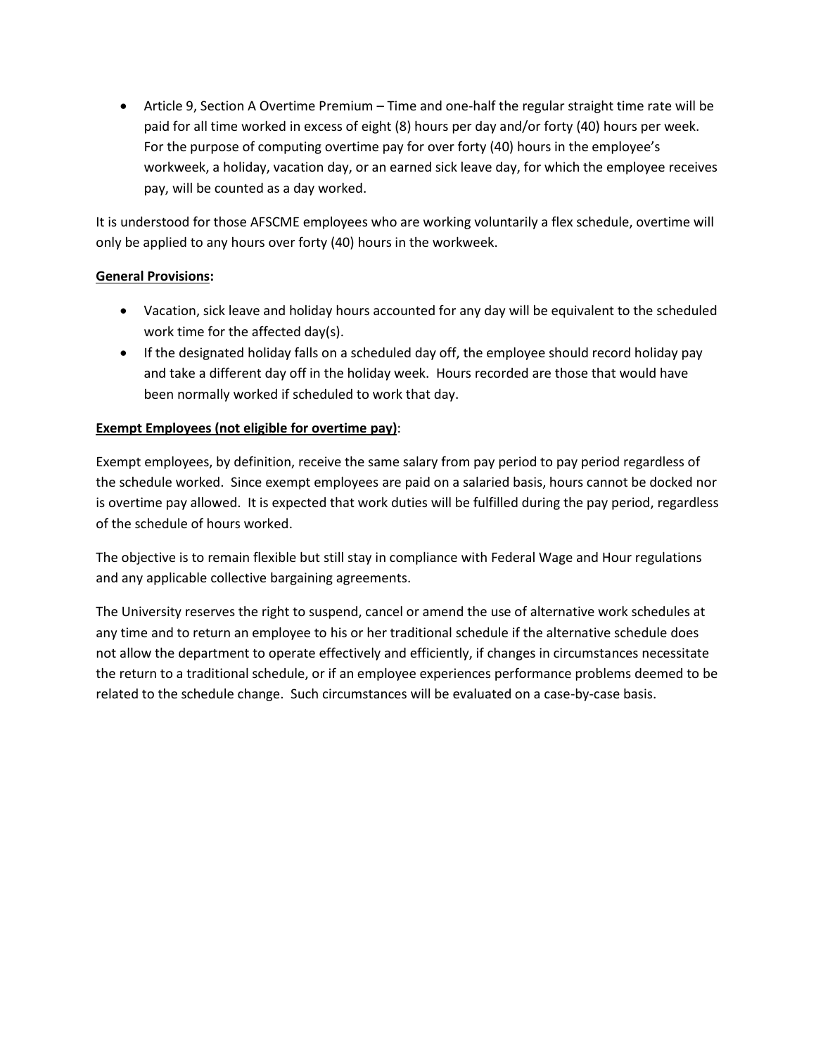- Article 9, Section A Overtime Premium – Time and one-half the regular straight time rate will be paid for all time worked in excess of eight (8) hours per day and/or forty (40) hours per week. For the purpose of computing overtime pay for over forty (40) hours in the employee's workweek, a holiday, vacation day, or an earned sick leave day, for which the employee receives pay, will be counted as a day worked.

It is understood for those AFSCME employees who are working voluntarily a flex schedule, overtime will only be applied to any hours over forty (40) hours in the workweek.

**General Provisions:**

- Vacation, sick leave and holiday hours accounted for any day will be equivalent to the scheduled work time for the affected day(s).
- If the designated holiday falls on a scheduled day off, the employee should record holiday pay and take a different day off in the holiday week. Hours recorded are those that would have been normally worked if scheduled to work that day.

**Exempt Employees (not eligible for overtime pay)**:

Exempt employees, by definition, receive the same salary from pay period to pay period regardless of the schedule worked. Since exempt employees are paid on a salaried basis, hours cannot be docked nor is overtime pay allowed. It is expected that work duties will be fulfilled during the pay period, regardless of the schedule of hours worked.

The objective is to remain flexible but still stay in compliance with Federal Wage and Hour regulations and any applicable collective bargaining agreements.

The University reserves the right to suspend, cancel or amend the use of alternative work schedules at any time and to return an employee to his or her traditional schedule if the alternative schedule does not allow the department to operate effectively and efficiently, if changes in circumstances necessitate the return to a traditional schedule, or if an employee experiences performance problems deemed to be related to the schedule change. Such circumstances will be evaluated on a case-by-case basis.